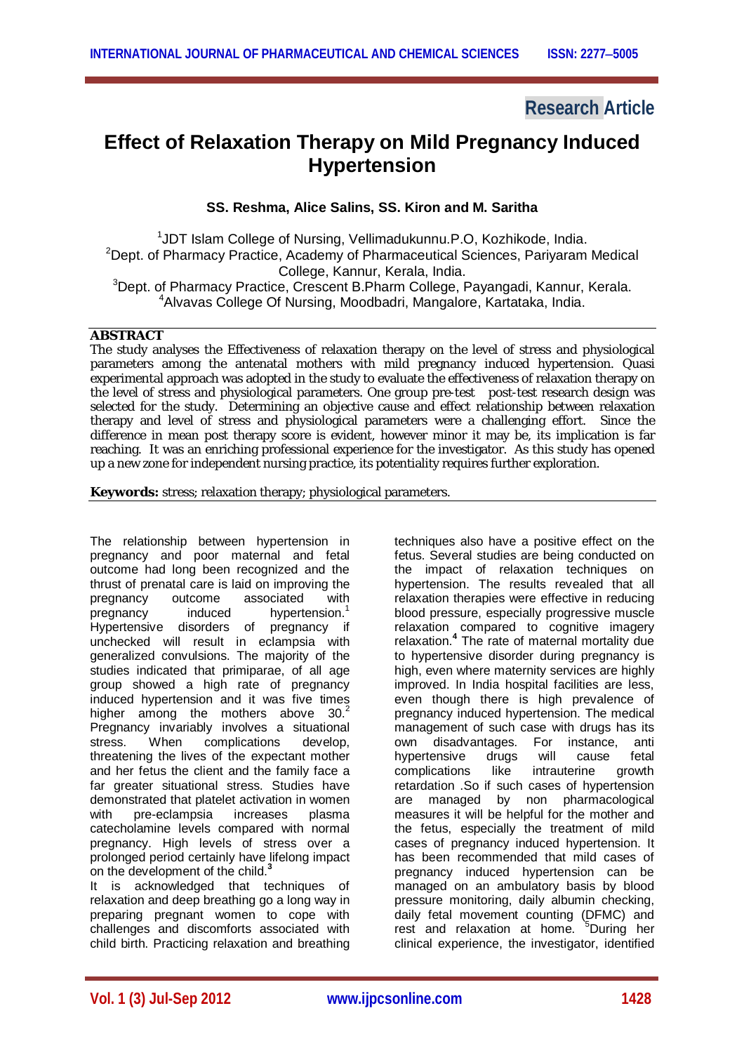Research Article

# Effect of Relaxation Therapy on Mild Pregnancy Induced Hypertension

**SS. Reshma, Alice Salins, SS. Kiron and M. Saritha**

[1]JDT Islam College of Nursing, Vellimadukunnu.P.O, Kozhikode, India.
[2]Dept. of Pharmacy Practice, Academy of Pharmaceutical Sciences, Pariyaram Medical College, Kannur, Kerala, India.
[3]Dept. of Pharmacy Practice, Crescent B.Pharm College, Payangadi, Kannur, Kerala.
[4]Alvavas College Of Nursing, Moodbadri, Mangalore, Kartataka, India.

## ABSTRACT

The study analyses the Effectiveness of relaxation therapy on the level of stress and physiological parameters among the antenatal mothers with mild pregnancy induced hypertension. Quasi experimental approach was adopted in the study to evaluate the effectiveness of relaxation therapy on the level of stress and physiological parameters. One group pre-test post-test research design was selected for the study. Determining an objective cause and effect relationship between relaxation therapy and level of stress and physiological parameters were a challenging effort. Since the difference in mean post therapy score is evident, however minor it may be, its implication is far reaching. It was an enriching professional experience for the investigator. As this study has opened up a new zone for independent nursing practice, its potentiality requires further exploration.

**Keywords:** stress; relaxation therapy; physiological parameters.

The relationship between hypertension in pregnancy and poor maternal and fetal outcome had long been recognized and the thrust of prenatal care is laid on improving the pregnancy outcome associated with pregnancy induced hypertension.[1] Hypertensive disorders of pregnancy if unchecked will result in eclampsia with generalized convulsions. The majority of the studies indicated that primiparae, of all age group showed a high rate of pregnancy induced hypertension and it was five times higher among the mothers above 30.[2] Pregnancy invariably involves a situational stress. When complications develop, threatening the lives of the expectant mother and her fetus the client and the family face a far greater situational stress. Studies have demonstrated that platelet activation in women with pre-eclampsia increases plasma catecholamine levels compared with normal pregnancy. High levels of stress over a prolonged period certainly have lifelong impact on the development of the child.[3]

It is acknowledged that techniques of relaxation and deep breathing go a long way in preparing pregnant women to cope with challenges and discomforts associated with child birth. Practicing relaxation and breathing techniques also have a positive effect on the fetus. Several studies are being conducted on the impact of relaxation techniques on hypertension. The results revealed that all relaxation therapies were effective in reducing blood pressure, especially progressive muscle relaxation compared to cognitive imagery relaxation.[4] The rate of maternal mortality due to hypertensive disorder during pregnancy is high, even where maternity services are highly improved. In India hospital facilities are less, even though there is high prevalence of pregnancy induced hypertension. The medical management of such case with drugs has its own disadvantages. For instance, anti hypertensive drugs will cause fetal complications like intrauterine growth retardation .So if such cases of hypertension are managed by non pharmacological measures it will be helpful for the mother and the fetus, especially the treatment of mild cases of pregnancy induced hypertension. It has been recommended that mild cases of pregnancy induced hypertension can be managed on an ambulatory basis by blood pressure monitoring, daily albumin checking, daily fetal movement counting (DFMC) and rest and relaxation at home. [5]During her clinical experience, the investigator, identified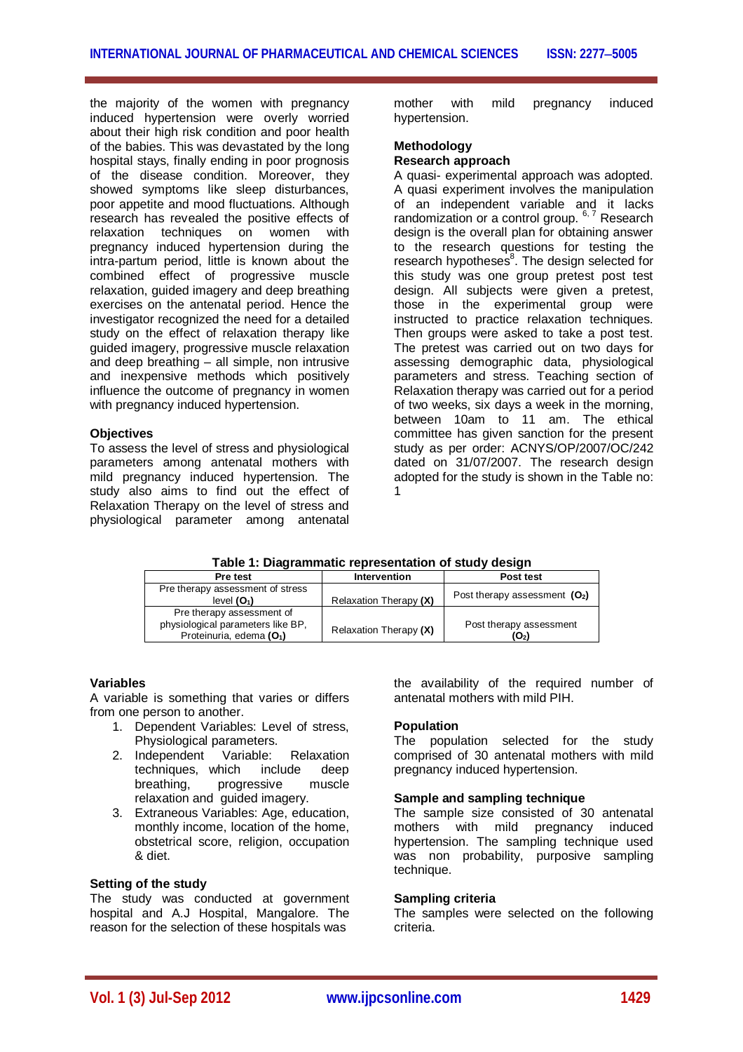the majority of the women with pregnancy induced hypertension were overly worried about their high risk condition and poor health of the babies. This was devastated by the long hospital stays, finally ending in poor prognosis of the disease condition. Moreover, they showed symptoms like sleep disturbances, poor appetite and mood fluctuations. Although research has revealed the positive effects of relaxation techniques on women with pregnancy induced hypertension during the intra-partum period, little is known about the combined effect of progressive muscle relaxation, guided imagery and deep breathing exercises on the antenatal period. Hence the investigator recognized the need for a detailed study on the effect of relaxation therapy like guided imagery, progressive muscle relaxation and deep breathing – all simple, non intrusive and inexpensive methods which positively influence the outcome of pregnancy in women with pregnancy induced hypertension.

**Objectives**

To assess the level of stress and physiological parameters among antenatal mothers with mild pregnancy induced hypertension. The study also aims to find out the effect of Relaxation Therapy on the level of stress and physiological parameter among antenatal mother with mild pregnancy induced hypertension.

**Methodology**

**Research approach**

A quasi- experimental approach was adopted. A quasi experiment involves the manipulation of an independent variable and it lacks randomization or a control group. [6, 7] Research design is the overall plan for obtaining answer to the research questions for testing the research hypotheses[8]. The design selected for this study was one group pretest post test design. All subjects were given a pretest, those in the experimental group were instructed to practice relaxation techniques. Then groups were asked to take a post test. The pretest was carried out on two days for assessing demographic data, physiological parameters and stress. Teaching section of Relaxation therapy was carried out for a period of two weeks, six days a week in the morning, between 10am to 11 am. The ethical committee has given sanction for the present study as per order: ACNYS/OP/2007/OC/242 dated on 31/07/2007. The research design adopted for the study is shown in the Table no: 1

**Table 1: Diagrammatic representation of study design**

| Pre test | Intervention | Post test |
|---|---|---|
| Pre therapy assessment of stress level **($O_1$)** | Relaxation Therapy **(X)** | Post therapy assessment **($O_2$)** |
| Pre therapy assessment of physiological parameters like BP, Proteinuria, edema **($O_1$)** | Relaxation Therapy **(X)** | Post therapy assessment **($O_2$)** |

**Variables**

A variable is something that varies or differs from one person to another.

1. Dependent Variables: Level of stress, Physiological parameters.
2. Independent Variable: Relaxation techniques, which include deep breathing, progressive muscle relaxation and guided imagery.
3. Extraneous Variables: Age, education, monthly income, location of the home, obstetrical score, religion, occupation & diet.

**Setting of the study**

The study was conducted at government hospital and A.J Hospital, Mangalore. The reason for the selection of these hospitals was the availability of the required number of antenatal mothers with mild PIH.

**Population**

The population selected for the study comprised of 30 antenatal mothers with mild pregnancy induced hypertension.

**Sample and sampling technique**

The sample size consisted of 30 antenatal mothers with mild pregnancy induced hypertension. The sampling technique used was non probability, purposive sampling technique.

**Sampling criteria**

The samples were selected on the following criteria.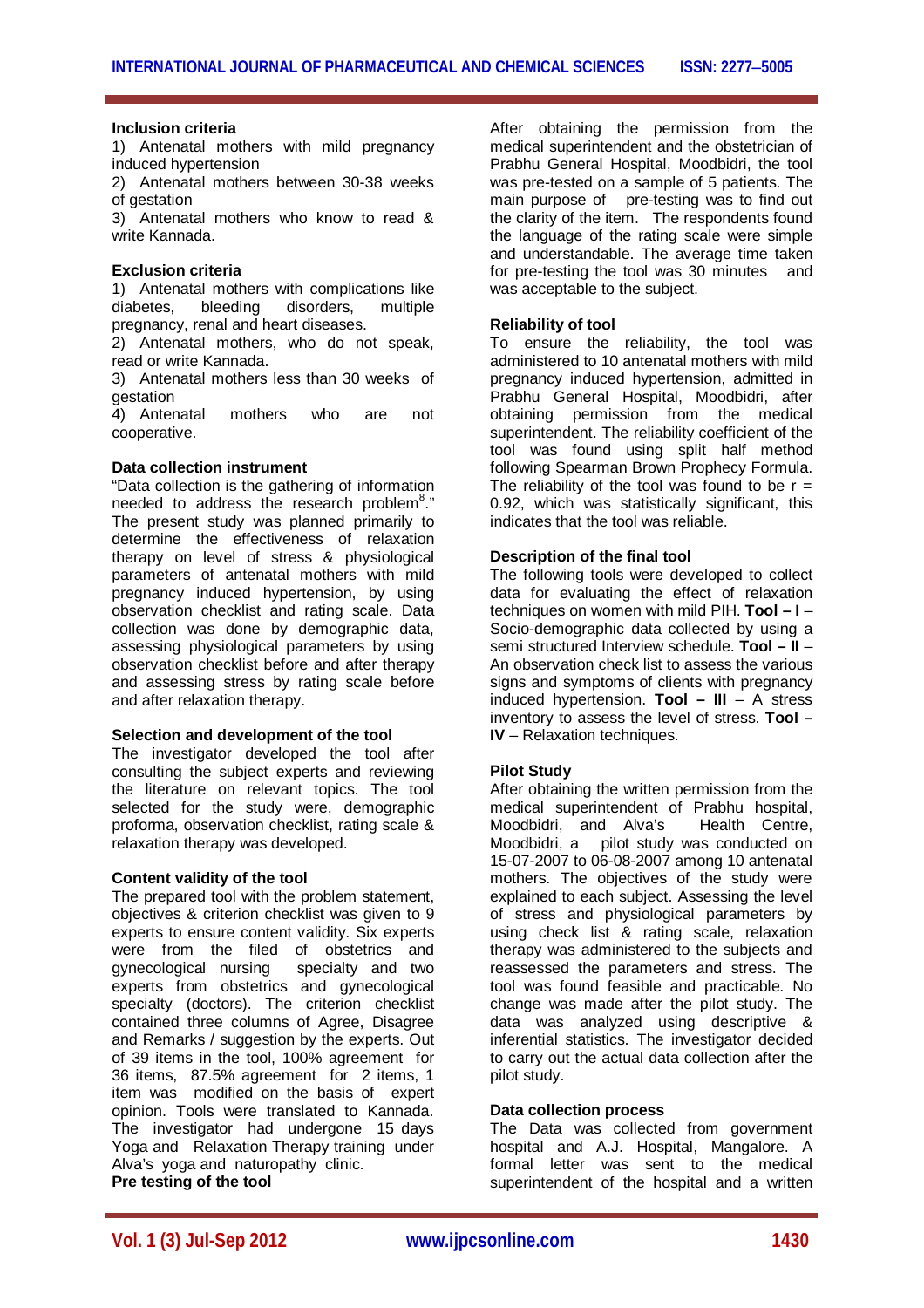### Inclusion criteria

1) Antenatal mothers with mild pregnancy induced hypertension
2) Antenatal mothers between 30-38 weeks of gestation
3) Antenatal mothers who know to read & write Kannada.

### Exclusion criteria

1) Antenatal mothers with complications like diabetes, bleeding disorders, multiple pregnancy, renal and heart diseases.
2) Antenatal mothers, who do not speak, read or write Kannada.
3) Antenatal mothers less than 30 weeks of gestation
4) Antenatal mothers who are not cooperative.

### Data collection instrument

"Data collection is the gathering of information needed to address the research problem[8]." The present study was planned primarily to determine the effectiveness of relaxation therapy on level of stress & physiological parameters of antenatal mothers with mild pregnancy induced hypertension, by using observation checklist and rating scale. Data collection was done by demographic data, assessing physiological parameters by using observation checklist before and after therapy and assessing stress by rating scale before and after relaxation therapy.

### Selection and development of the tool

The investigator developed the tool after consulting the subject experts and reviewing the literature on relevant topics. The tool selected for the study were, demographic proforma, observation checklist, rating scale & relaxation therapy was developed.

### Content validity of the tool

The prepared tool with the problem statement, objectives & criterion checklist was given to 9 experts to ensure content validity. Six experts were from the filed of obstetrics and gynecological nursing specialty and two experts from obstetrics and gynecological specialty (doctors). The criterion checklist contained three columns of Agree, Disagree and Remarks / suggestion by the experts. Out of 39 items in the tool, 100% agreement for 36 items, 87.5% agreement for 2 items, 1 item was modified on the basis of expert opinion. Tools were translated to Kannada. The investigator had undergone 15 days Yoga and Relaxation Therapy training under Alva's yoga and naturopathy clinic.

### Pre testing of the tool

After obtaining the permission from the medical superintendent and the obstetrician of Prabhu General Hospital, Moodbidri, the tool was pre-tested on a sample of 5 patients. The main purpose of pre-testing was to find out the clarity of the item. The respondents found the language of the rating scale were simple and understandable. The average time taken for pre-testing the tool was 30 minutes and was acceptable to the subject.

### Reliability of tool

To ensure the reliability, the tool was administered to 10 antenatal mothers with mild pregnancy induced hypertension, admitted in Prabhu General Hospital, Moodbidri, after obtaining permission from the medical superintendent. The reliability coefficient of the tool was found using split half method following Spearman Brown Prophecy Formula. The reliability of the tool was found to be $r = 0.92$, which was statistically significant, this indicates that the tool was reliable.

### Description of the final tool

The following tools were developed to collect data for evaluating the effect of relaxation techniques on women with mild PIH. **Tool – I** – Socio-demographic data collected by using a semi structured Interview schedule. **Tool – II** – An observation check list to assess the various signs and symptoms of clients with pregnancy induced hypertension. **Tool – III** – A stress inventory to assess the level of stress. **Tool – IV** – Relaxation techniques.

### Pilot Study

After obtaining the written permission from the medical superintendent of Prabhu hospital, Moodbidri, and Alva's Health Centre, Moodbidri, a pilot study was conducted on 15-07-2007 to 06-08-2007 among 10 antenatal mothers. The objectives of the study were explained to each subject. Assessing the level of stress and physiological parameters by using check list & rating scale, relaxation therapy was administered to the subjects and reassessed the parameters and stress. The tool was found feasible and practicable. No change was made after the pilot study. The data was analyzed using descriptive & inferential statistics. The investigator decided to carry out the actual data collection after the pilot study.

### Data collection process

The Data was collected from government hospital and A.J. Hospital, Mangalore. A formal letter was sent to the medical superintendent of the hospital and a written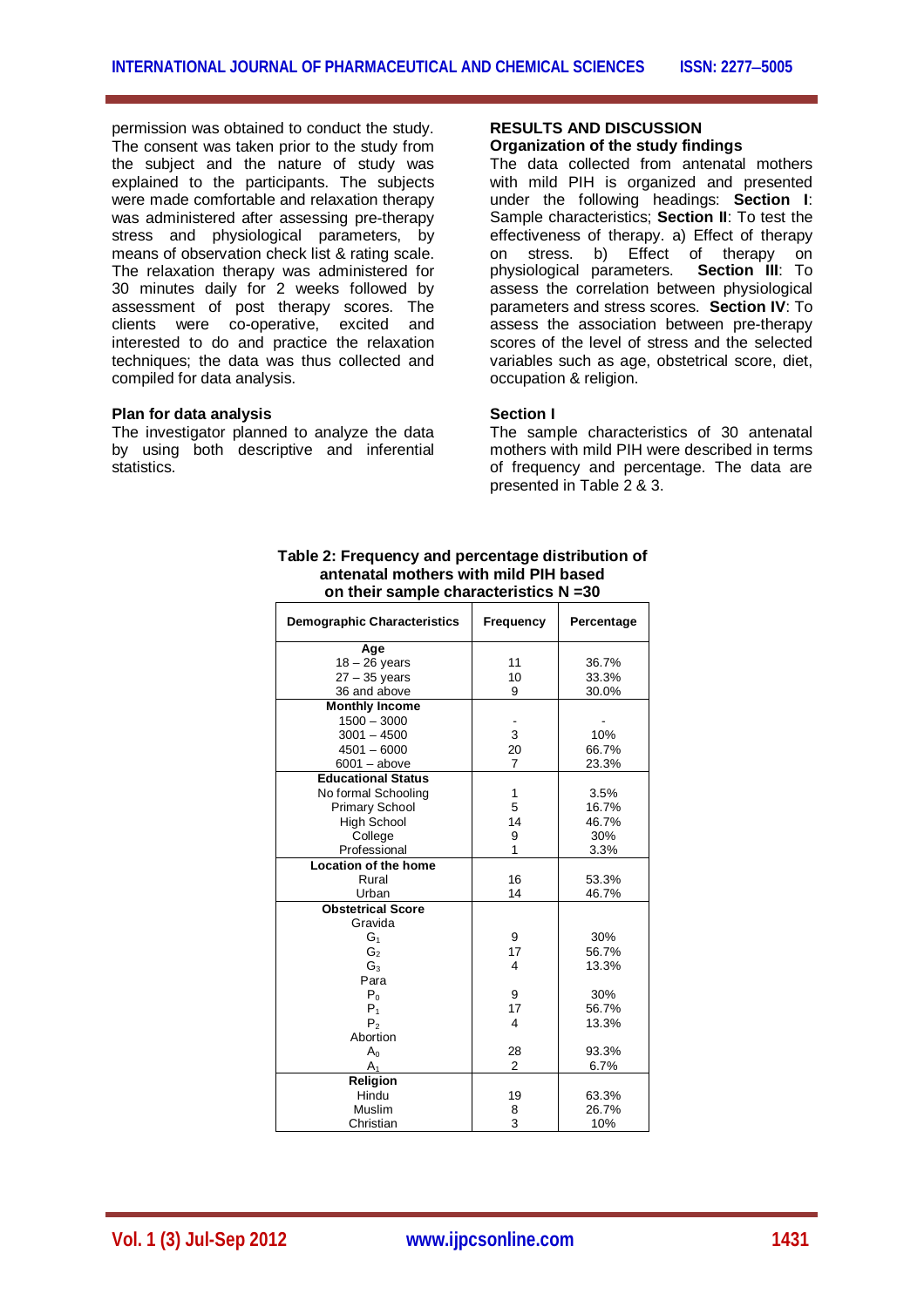permission was obtained to conduct the study. The consent was taken prior to the study from the subject and the nature of study was explained to the participants. The subjects were made comfortable and relaxation therapy was administered after assessing pre-therapy stress and physiological parameters, by means of observation check list & rating scale. The relaxation therapy was administered for 30 minutes daily for 2 weeks followed by assessment of post therapy scores. The clients were co-operative, excited and interested to do and practice the relaxation techniques; the data was thus collected and compiled for data analysis.

**Plan for data analysis**

The investigator planned to analyze the data by using both descriptive and inferential statistics.

## RESULTS AND DISCUSSION

**Organization of the study findings**

The data collected from antenatal mothers with mild PIH is organized and presented under the following headings: **Section I**: Sample characteristics; **Section II**: To test the effectiveness of therapy. a) Effect of therapy on stress. b) Effect of therapy on physiological parameters. **Section III**: To assess the correlation between physiological parameters and stress scores. **Section IV**: To assess the association between pre-therapy scores of the level of stress and the selected variables such as age, obstetrical score, diet, occupation & religion.

**Section I**

The sample characteristics of 30 antenatal mothers with mild PIH were described in terms of frequency and percentage. The data are presented in Table 2 & 3.

**Table 2: Frequency and percentage distribution of antenatal mothers with mild PIH based on their sample characteristics N =30**

| Demographic Characteristics | Frequency | Percentage |
|---|---|---|
| **Age** | | |
| 18 – 26 years | 11 | 36.7% |
| 27 – 35 years | 10 | 33.3% |
| 36 and above | 9 | 30.0% |
| **Monthly Income** | | |
| 1500 – 3000 | - | - |
| 3001 – 4500 | 3 | 10% |
| 4501 – 6000 | 20 | 66.7% |
| 6001 – above | 7 | 23.3% |
| **Educational Status** | | |
| No formal Schooling | 1 | 3.5% |
| Primary School | 5 | 16.7% |
| High School | 14 | 46.7% |
| College | 9 | 30% |
| Professional | 1 | 3.3% |
| **Location of the home** | | |
| Rural | 16 | 53.3% |
| Urban | 14 | 46.7% |
| **Obstetrical Score** | | |
| Gravida | | |
| $G_1$ | 9 | 30% |
| $G_2$ | 17 | 56.7% |
| $G_3$ | 4 | 13.3% |
| Para | | |
| $P_0$ | 9 | 30% |
| $P_1$ | 17 | 56.7% |
| $P_2$ | 4 | 13.3% |
| Abortion | | |
| $A_0$ | 28 | 93.3% |
| $A_1$ | 2 | 6.7% |
| **Religion** | | |
| Hindu | 19 | 63.3% |
| Muslim | 8 | 26.7% |
| Christian | 3 | 10% |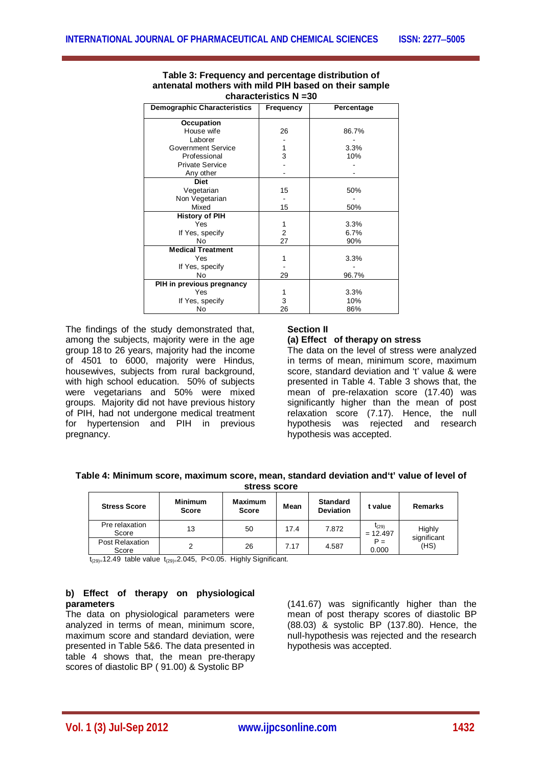**Table 3: Frequency and percentage distribution of antenatal mothers with mild PIH based on their sample characteristics N =30**

| Demographic Characteristics | Frequency | Percentage |
|---|---|---|
| **Occupation** | | |
| House wife | 26 | 86.7% |
| Laborer | - | - |
| Government Service | 1 | 3.3% |
| Professional | 3 | 10% |
| Private Service | - | - |
| Any other | - | - |
| **Diet** | | |
| Vegetarian | 15 | 50% |
| Non Vegetarian | - | - |
| Mixed | 15 | 50% |
| **History of PIH** | | |
| Yes | 1 | 3.3% |
| If Yes, specify | 2 | 6.7% |
| No | 27 | 90% |
| **Medical Treatment** | | |
| Yes | 1 | 3.3% |
| If Yes, specify | - | - |
| No | 29 | 96.7% |
| **PIH in previous pregnancy** | | |
| Yes | 1 | 3.3% |
| If Yes, specify | 3 | 10% |
| No | 26 | 86% |

The findings of the study demonstrated that, among the subjects, majority were in the age group 18 to 26 years, majority had the income of 4501 to 6000, majority were Hindus, housewives, subjects from rural background, with high school education. 50% of subjects were vegetarians and 50% were mixed groups. Majority did not have previous history of PIH, had not undergone medical treatment for hypertension and PIH in previous pregnancy.

## Section II

### (a) Effect of therapy on stress

The data on the level of stress were analyzed in terms of mean, minimum score, maximum score, standard deviation and 't' value & were presented in Table 4. Table 3 shows that, the mean of pre-relaxation score (17.40) was significantly higher than the mean of post relaxation score (7.17). Hence, the null hypothesis was rejected and research hypothesis was accepted.

**Table 4: Minimum score, maximum score, mean, standard deviation and't' value of level of stress score**

| Stress Score | Minimum Score | Maximum Score | Mean | Standard Deviation | t value | Remarks |
|---|---|---|---|---|---|---|
| Pre relaxation Score | 13 | 50 | 17.4 | 7.872 | $t_{(29)} = 12.497$ | Highly significant (HS) |
| Post Relaxation Score | 2 | 26 | 7.17 | 4.587 | $P = 0.000$ | |

$t_{(29)}$=12.49 table value $t_{(29)}$=2.045, $P<0.05$. Highly Significant.

### b) Effect of therapy on physiological parameters

The data on physiological parameters were analyzed in terms of mean, minimum score, maximum score and standard deviation, were presented in Table 5&6. The data presented in table 4 shows that, the mean pre-therapy scores of diastolic BP ( 91.00) & Systolic BP (141.67) was significantly higher than the mean of post therapy scores of diastolic BP (88.03) & systolic BP (137.80). Hence, the null-hypothesis was rejected and the research hypothesis was accepted.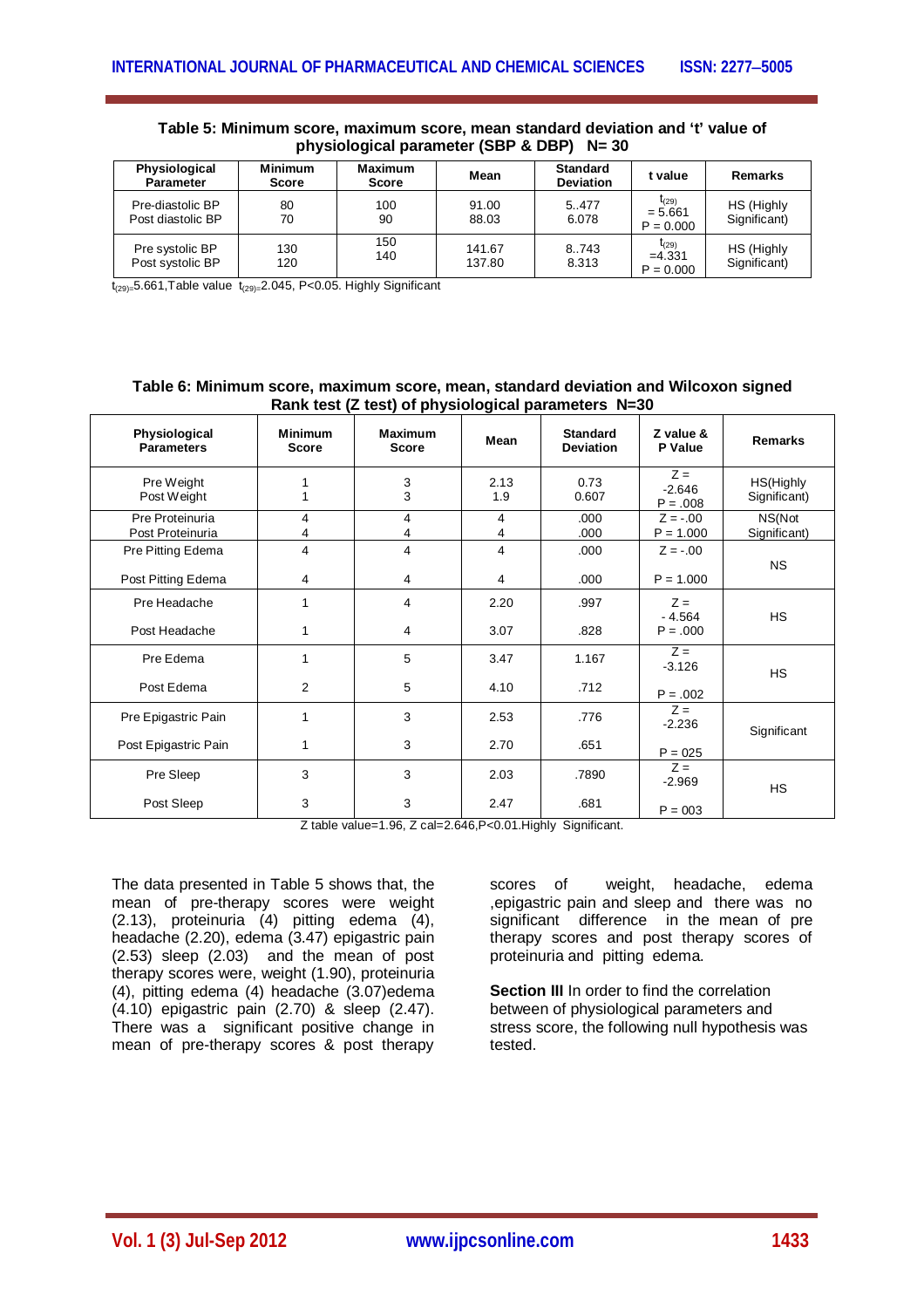**Table 5: Minimum score, maximum score, mean standard deviation and 't' value of physiological parameter (SBP & DBP) N= 30**

| Physiological Parameter | Minimum Score | Maximum Score | Mean | Standard Deviation | t value | Remarks |
|---|---|---|---|---|---|---|
| Pre-diastolic BP<br>Post diastolic BP | 80<br>70 | 100<br>90 | 91.00<br>88.03 | 5..477<br>6.078 | $t_{(29)}$ = 5.661<br>P = 0.000 | HS (Highly Significant) |
| Pre systolic BP<br>Post systolic BP | 130<br>120 | 150<br>140 | 141.67<br>137.80 | 8..743<br>8.313 | $t_{(29)}$ =4.331<br>P = 0.000 | HS (Highly Significant) |

$t_{(29)}$=5.661,Table value $t_{(29)}$=2.045, P<0.05. Highly Significant

**Table 6: Minimum score, maximum score, mean, standard deviation and Wilcoxon signed Rank test (Z test) of physiological parameters N=30**

| Physiological Parameters | Minimum Score | Maximum Score | Mean | Standard Deviation | Z value & P Value | Remarks |
|---|---|---|---|---|---|---|
| Pre Weight<br>Post Weight | 1<br>1 | 3<br>3 | 2.13<br>1.9 | 0.73<br>0.607 | Z = -2.646<br>P = .008 | HS(Highly Significant) |
| Pre Proteinuria<br>Post Proteinuria | 4<br>4 | 4<br>4 | 4<br>4 | .000<br>.000 | Z = -.00<br>P = 1.000 | NS(Not Significant) |
| Pre Pitting Edema<br>Post Pitting Edema | 4<br>4 | 4<br>4 | 4<br>4 | .000<br>.000 | Z = -.00<br>P = 1.000 | NS |
| Pre Headache<br>Post Headache | 1<br>1 | 4<br>4 | 2.20<br>3.07 | .997<br>.828 | Z = - 4.564<br>P = .000 | HS |
| Pre Edema<br>Post Edema | 1<br>2 | 5<br>5 | 3.47<br>4.10 | 1.167<br>.712 | Z = -3.126<br>P = .002 | HS |
| Pre Epigastric Pain<br>Post Epigastric Pain | 1<br>1 | 3<br>3 | 2.53<br>2.70 | .776<br>.651 | Z = -2.236<br>P = 025 | Significant |
| Pre Sleep<br>Post Sleep | 3<br>3 | 3<br>3 | 2.03<br>2.47 | .7890<br>.681 | Z = -2.969<br>P = 003 | HS |

Z table value=1.96, Z cal=2.646,P<0.01.Highly Significant.

The data presented in Table 5 shows that, the mean of pre-therapy scores were weight (2.13), proteinuria (4) pitting edema (4), headache (2.20), edema (3.47) epigastric pain (2.53) sleep (2.03) and the mean of post therapy scores were, weight (1.90), proteinuria (4), pitting edema (4) headache (3.07)edema (4.10) epigastric pain (2.70) & sleep (2.47). There was a significant positive change in mean of pre-therapy scores & post therapy scores of weight, headache, edema ,epigastric pain and sleep and there was no significant difference in the mean of pre therapy scores and post therapy scores of proteinuria and pitting edema.

**Section III** In order to find the correlation between of physiological parameters and stress score, the following null hypothesis was tested.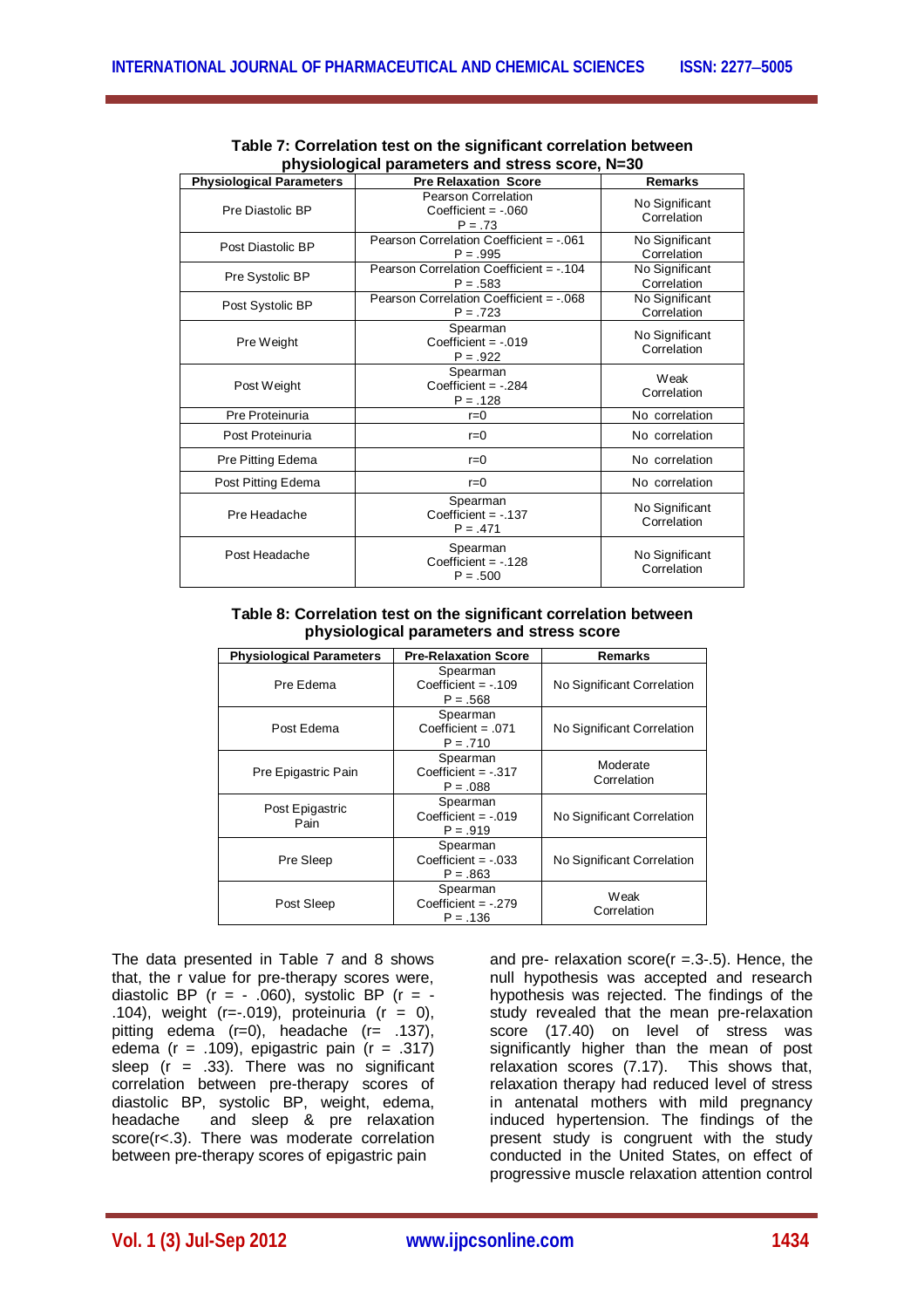**Table 7: Correlation test on the significant correlation between physiological parameters and stress score, N=30**

| Physiological Parameters | Pre Relaxation Score | Remarks |
|---|---|---|
| Pre Diastolic BP | Pearson Correlation Coefficient = -.060 P = .73 | No Significant Correlation |
| Post Diastolic BP | Pearson Correlation Coefficient = -.061 P = .995 | No Significant Correlation |
| Pre Systolic BP | Pearson Correlation Coefficient = -.104 P = .583 | No Significant Correlation |
| Post Systolic BP | Pearson Correlation Coefficient = -.068 P = .723 | No Significant Correlation |
| Pre Weight | Spearman Coefficient = -.019 P = .922 | No Significant Correlation |
| Post Weight | Spearman Coefficient = -.284 P = .128 | Weak Correlation |
| Pre Proteinuria | r=0 | No correlation |
| Post Proteinuria | r=0 | No correlation |
| Pre Pitting Edema | r=0 | No correlation |
| Post Pitting Edema | r=0 | No correlation |
| Pre Headache | Spearman Coefficient = -.137 P = .471 | No Significant Correlation |
| Post Headache | Spearman Coefficient = -.128 P = .500 | No Significant Correlation |

**Table 8: Correlation test on the significant correlation between physiological parameters and stress score**

| Physiological Parameters | Pre-Relaxation Score | Remarks |
|---|---|---|
| Pre Edema | Spearman Coefficient = -.109 P = .568 | No Significant Correlation |
| Post Edema | Spearman Coefficient = .071 P = .710 | No Significant Correlation |
| Pre Epigastric Pain | Spearman Coefficient = -.317 P = .088 | Moderate Correlation |
| Post Epigastric Pain | Spearman Coefficient = -.019 P = .919 | No Significant Correlation |
| Pre Sleep | Spearman Coefficient = -.033 P = .863 | No Significant Correlation |
| Post Sleep | Spearman Coefficient = -.279 P = .136 | Weak Correlation |

The data presented in Table 7 and 8 shows that, the r value for pre-therapy scores were, diastolic BP (r = - .060), systolic BP (r = - .104), weight (r=-.019), proteinuria (r = 0), pitting edema (r=0), headache (r= .137), edema (r = .109), epigastric pain (r = .317) sleep (r = .33). There was no significant correlation between pre-therapy scores of diastolic BP, systolic BP, weight, edema, headache and sleep & pre relaxation score(r<.3). There was moderate correlation between pre-therapy scores of epigastric pain and pre- relaxation score(r =.3-.5). Hence, the null hypothesis was accepted and research hypothesis was rejected. The findings of the study revealed that the mean pre-relaxation score (17.40) on level of stress was significantly higher than the mean of post relaxation scores (7.17). This shows that, relaxation therapy had reduced level of stress in antenatal mothers with mild pregnancy induced hypertension. The findings of the present study is congruent with the study conducted in the United States, on effect of progressive muscle relaxation attention control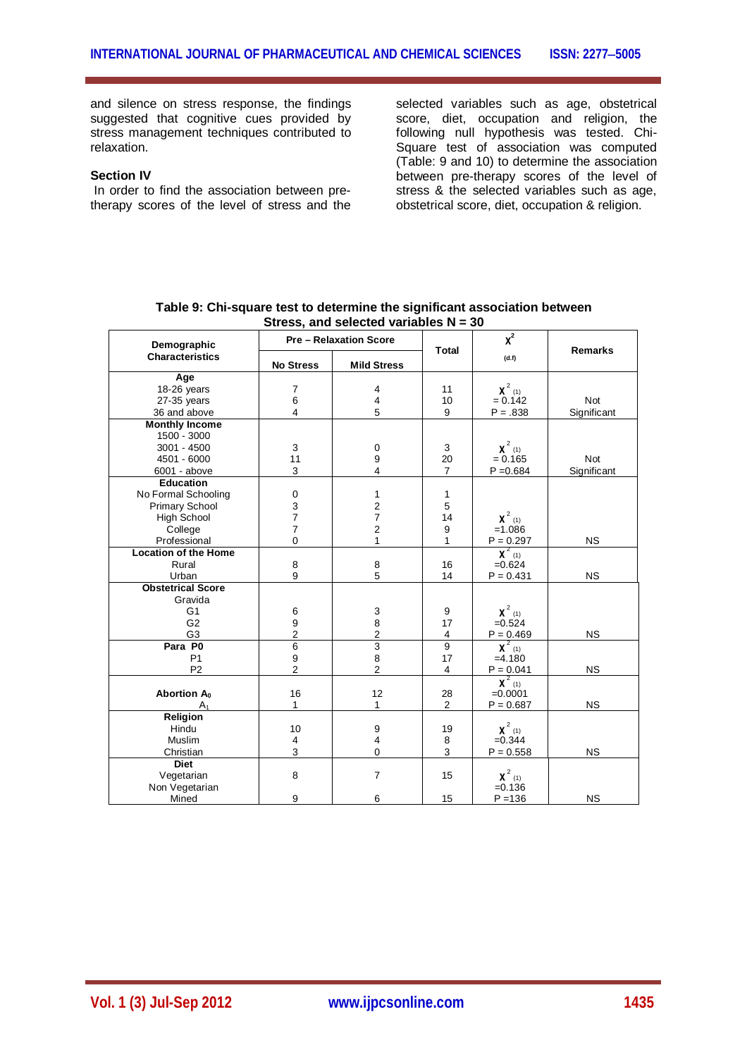and silence on stress response, the findings suggested that cognitive cues provided by stress management techniques contributed to relaxation.

### Section IV

In order to find the association between pre-therapy scores of the level of stress and the selected variables such as age, obstetrical score, diet, occupation and religion, the following null hypothesis was tested. Chi-Square test of association was computed (Table: 9 and 10) to determine the association between pre-therapy scores of the level of stress & the selected variables such as age, obstetrical score, diet, occupation & religion.

**Table 9: Chi-square test to determine the significant association between Stress, and selected variables N = 30**

| Demographic Characteristics | Pre – Relaxation Score | | Total | $\chi^2$ (d.f) | Remarks |
|---|---|---|---|---|---|
| | No Stress | Mild Stress | | | |
| **Age** | | | | | |
| 18-26 years | 7 | 4 | 11 | $\chi^2_{(1)}$ | |
| 27-35 years | 6 | 4 | 10 | = 0.142 | Not |
| 36 and above | 4 | 5 | 9 | P = .838 | Significant |
| **Monthly Income** | | | | | |
| 1500 - 3000 | | | | | |
| 3001 - 4500 | 3 | 0 | 3 | $\chi^2_{(1)}$ | |
| 4501 - 6000 | 11 | 9 | 20 | = 0.165 | Not |
| 6001 - above | 3 | 4 | 7 | P =0.684 | Significant |
| **Education** | | | | | |
| No Formal Schooling | 0 | 1 | 1 | | |
| Primary School | 3 | 2 | 5 | | |
| High School | 7 | 7 | 14 | $\chi^2_{(1)}$ | |
| College | 7 | 2 | 9 | =1.086 | |
| Professional | 0 | 1 | 1 | P = 0.297 | NS |
| **Location of the Home** | | | | $\chi^2_{(1)}$ | |
| Rural | 8 | 8 | 16 | =0.624 | |
| Urban | 9 | 5 | 14 | P = 0.431 | NS |
| **Obstetrical Score** | | | | | |
| Gravida | | | | | |
| G1 | 6 | 3 | 9 | $\chi^2_{(1)}$ | |
| G2 | 9 | 8 | 17 | =0.524 | |
| G3 | 2 | 2 | 4 | P = 0.469 | NS |
| **Para P0** | 6 | 3 | 9 | $\chi^2_{(1)}$ | |
| P1 | 9 | 8 | 17 | =4.180 | |
| P2 | 2 | 2 | 4 | P = 0.041 | NS |
| | | | | $\chi^2_{(1)}$ | |
| **Abortion $A_0$** | 16 | 12 | 28 | =0.0001 | |
| $A_1$ | 1 | 1 | 2 | P = 0.687 | NS |
| **Religion** | | | | | |
| Hindu | 10 | 9 | 19 | $\chi^2_{(1)}$ | |
| Muslim | 4 | 4 | 8 | =0.344 | |
| Christian | 3 | 0 | 3 | P = 0.558 | NS |
| **Diet** | | | | | |
| Vegetarian | 8 | 7 | 15 | $\chi^2_{(1)}$ | |
| Non Vegetarian | | | | =0.136 | |
| Mined | 9 | 6 | 15 | P =136 | NS |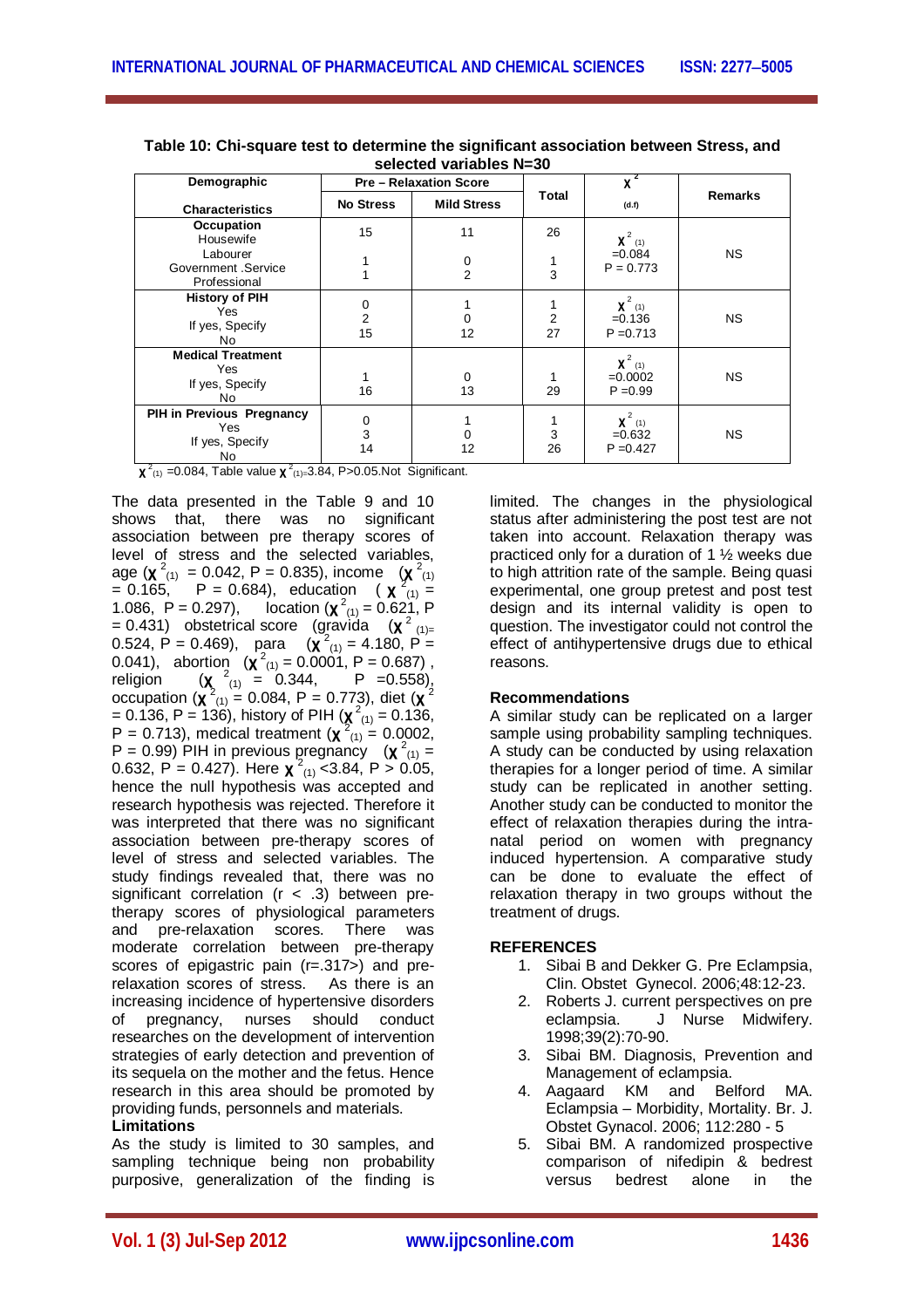**Table 10: Chi-square test to determine the significant association between Stress, and selected variables N=30**

| Demographic Characteristics | Pre – Relaxation Score | | Total | $\chi^2$ (d.f) | Remarks |
|---|---|---|---|---|---|
| | No Stress | Mild Stress | | | |
| **Occupation** | | | | | |
| Housewife | 15 | 11 | 26 | $\chi^2_{(1)}$ =0.084 P = 0.773 | NS |
| Labourer | | | | | |
| Government .Service | 1 | 0 | 1 | | |
| Professional | 1 | 2 | 3 | | |
| **History of PIH** | | | | | |
| Yes | 0 | 1 | 1 | $\chi^2_{(1)}$ =0.136 P =0.713 | NS |
| If yes, Specify | 2 | 0 | 2 | | |
| No | 15 | 12 | 27 | | |
| **Medical Treatment** | | | | | |
| Yes | 1 | 0 | 1 | $\chi^2_{(1)}$ =0.0002 P =0.99 | NS |
| If yes, Specify | | | | | |
| No | 16 | 13 | 29 | | |
| **PIH in Previous Pregnancy** | | | | | |
| Yes | 0 | 1 | 1 | $\chi^2_{(1)}$ =0.632 P =0.427 | NS |
| If yes, Specify | 3 | 0 | 3 | | |
| No | 14 | 12 | 26 | | |

$\chi^2_{(1)}$ =0.084, Table value $\chi^2_{(1)}$=3.84, P>0.05.Not Significant.

The data presented in the Table 9 and 10 shows that, there was no significant association between pre therapy scores of level of stress and the selected variables, age ($\chi^2_{(1)}$ = 0.042, P = 0.835), income ($\chi^2_{(1)}$ = 0.165, P = 0.684), education ($\chi^2_{(1)}$ = 1.086, P = 0.297), location ($\chi^2_{(1)}$ = 0.621, P = 0.431) obstetrical score (gravida ($\chi^2_{(1)}$= 0.524, P = 0.469), para ($\chi^2_{(1)}$ = 4.180, P = 0.041), abortion ($\chi^2_{(1)}$ = 0.0001, P = 0.687) , religion ($\chi^2_{(1)}$ = 0.344, P =0.558), occupation ($\chi^2_{(1)}$ = 0.084, P = 0.773), diet ($\chi^2$ = 0.136, P = 136), history of PIH ($\chi^2_{(1)}$ = 0.136, P = 0.713), medical treatment ($\chi^2_{(1)}$ = 0.0002, P = 0.99) PIH in previous pregnancy ($\chi^2_{(1)}$ = 0.632, P = 0.427). Here $\chi^2_{(1)}$ <3.84, P > 0.05, hence the null hypothesis was accepted and research hypothesis was rejected. Therefore it was interpreted that there was no significant association between pre-therapy scores of level of stress and selected variables. The study findings revealed that, there was no significant correlation (r < .3) between pre-therapy scores of physiological parameters and pre-relaxation scores. There was moderate correlation between pre-therapy scores of epigastric pain (r=.317>) and pre-relaxation scores of stress. As there is an increasing incidence of hypertensive disorders of pregnancy, nurses should conduct researches on the development of intervention strategies of early detection and prevention of its sequela on the mother and the fetus. Hence research in this area should be promoted by providing funds, personnels and materials.

**Limitations**

As the study is limited to 30 samples, and sampling technique being non probability purposive, generalization of the finding is limited. The changes in the physiological status after administering the post test are not taken into account. Relaxation therapy was practiced only for a duration of 1 ½ weeks due to high attrition rate of the sample. Being quasi experimental, one group pretest and post test design and its internal validity is open to question. The investigator could not control the effect of antihypertensive drugs due to ethical reasons.

**Recommendations**

A similar study can be replicated on a larger sample using probability sampling techniques. A study can be conducted by using relaxation therapies for a longer period of time. A similar study can be replicated in another setting. Another study can be conducted to monitor the effect of relaxation therapies during the intra-natal period on women with pregnancy induced hypertension. A comparative study can be done to evaluate the effect of relaxation therapy in two groups without the treatment of drugs.

## REFERENCES

1. Sibai B and Dekker G. Pre Eclampsia, Clin. Obstet Gynecol. 2006;48:12-23.
2. Roberts J. current perspectives on pre eclampsia. J Nurse Midwifery. 1998;39(2):70-90.
3. Sibai BM. Diagnosis, Prevention and Management of eclampsia.
4. Aagaard KM and Belford MA. Eclampsia – Morbidity, Mortality. Br. J. Obstet Gynacol. 2006; 112:280 - 5
5. Sibai BM. A randomized prospective comparison of nifedipin & bedrest versus bedrest alone in the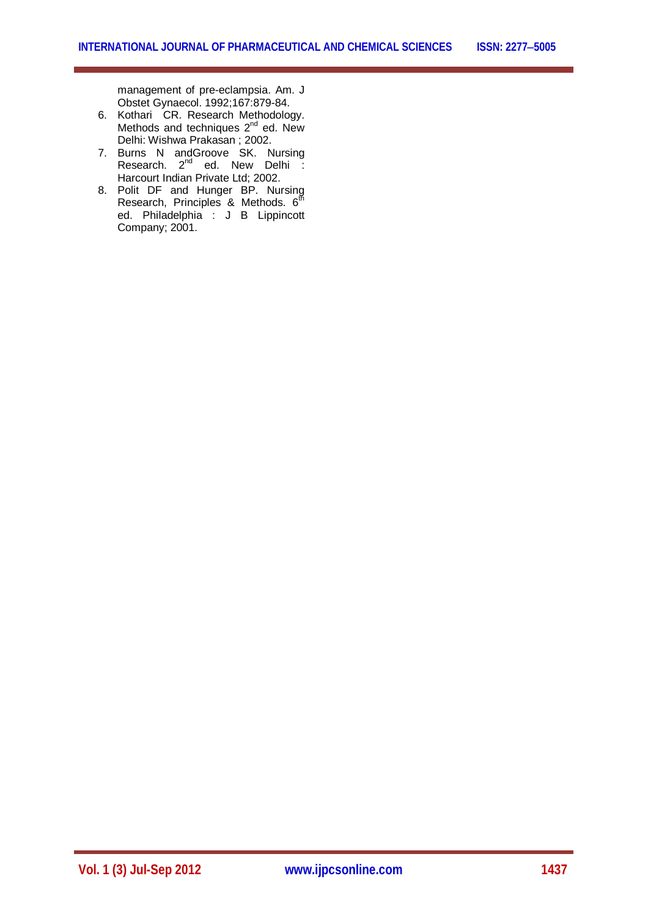management of pre-eclampsia. Am. J Obstet Gynaecol. 1992;167:879-84.

6. Kothari CR. Research Methodology. Methods and techniques 2nd ed. New Delhi: Wishwa Prakasan ; 2002.
7. Burns N andGroove SK. Nursing Research. 2nd ed. New Delhi : Harcourt Indian Private Ltd; 2002.
8. Polit DF and Hunger BP. Nursing Research, Principles & Methods. 6th ed. Philadelphia : J B Lippincott Company; 2001.